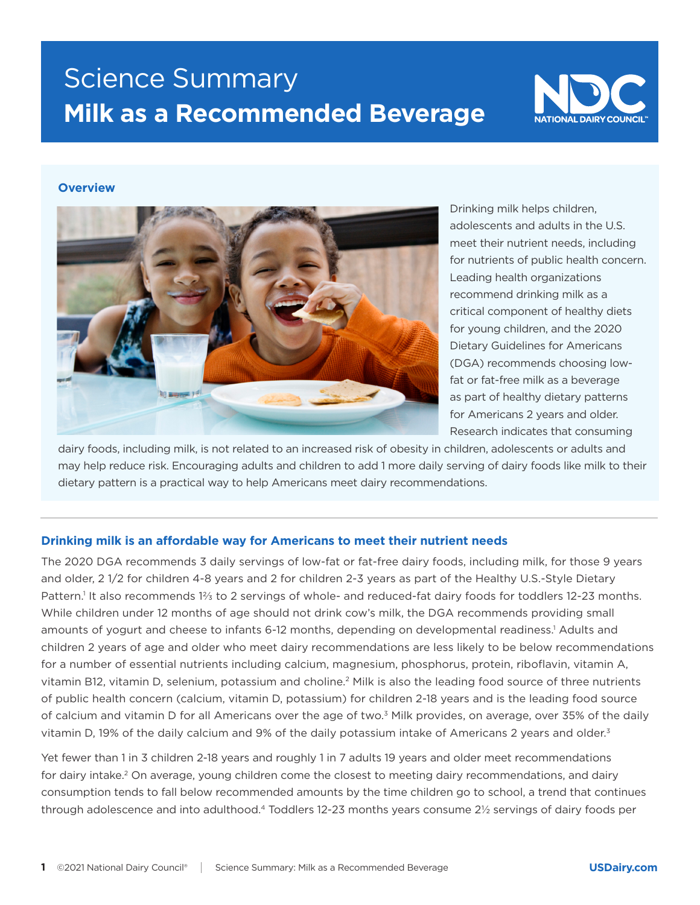# Science Summary
# **Milk as a Recommended Beverage**

NATIONAL DAIRY COUNCIL™

### Overview

Drinking milk helps children, adolescents and adults in the U.S. meet their nutrient needs, including for nutrients of public health concern. Leading health organizations recommend drinking milk as a critical component of healthy diets for young children, and the 2020 Dietary Guidelines for Americans (DGA) recommends choosing low-fat or fat-free milk as a beverage as part of healthy dietary patterns for Americans 2 years and older. Research indicates that consuming dairy foods, including milk, is not related to an increased risk of obesity in children, adolescents or adults and may help reduce risk. Encouraging adults and children to add 1 more daily serving of dairy foods like milk to their dietary pattern is a practical way to help Americans meet dairy recommendations.

### Drinking milk is an affordable way for Americans to meet their nutrient needs

The 2020 DGA recommends 3 daily servings of low-fat or fat-free dairy foods, including milk, for those 9 years and older, 2 1/2 for children 4-8 years and 2 for children 2-3 years as part of the Healthy U.S.-Style Dietary Pattern.[1] It also recommends 1⅔ to 2 servings of whole- and reduced-fat dairy foods for toddlers 12-23 months. While children under 12 months of age should not drink cow's milk, the DGA recommends providing small amounts of yogurt and cheese to infants 6-12 months, depending on developmental readiness.[1] Adults and children 2 years of age and older who meet dairy recommendations are less likely to be below recommendations for a number of essential nutrients including calcium, magnesium, phosphorus, protein, riboflavin, vitamin A, vitamin B12, vitamin D, selenium, potassium and choline.[2] Milk is also the leading food source of three nutrients of public health concern (calcium, vitamin D, potassium) for children 2-18 years and is the leading food source of calcium and vitamin D for all Americans over the age of two.[3] Milk provides, on average, over 35% of the daily vitamin D, 19% of the daily calcium and 9% of the daily potassium intake of Americans 2 years and older.[3]

Yet fewer than 1 in 3 children 2-18 years and roughly 1 in 7 adults 19 years and older meet recommendations for dairy intake.[2] On average, young children come the closest to meeting dairy recommendations, and dairy consumption tends to fall below recommended amounts by the time children go to school, a trend that continues through adolescence and into adulthood.[4] Toddlers 12-23 months years consume 2½ servings of dairy foods per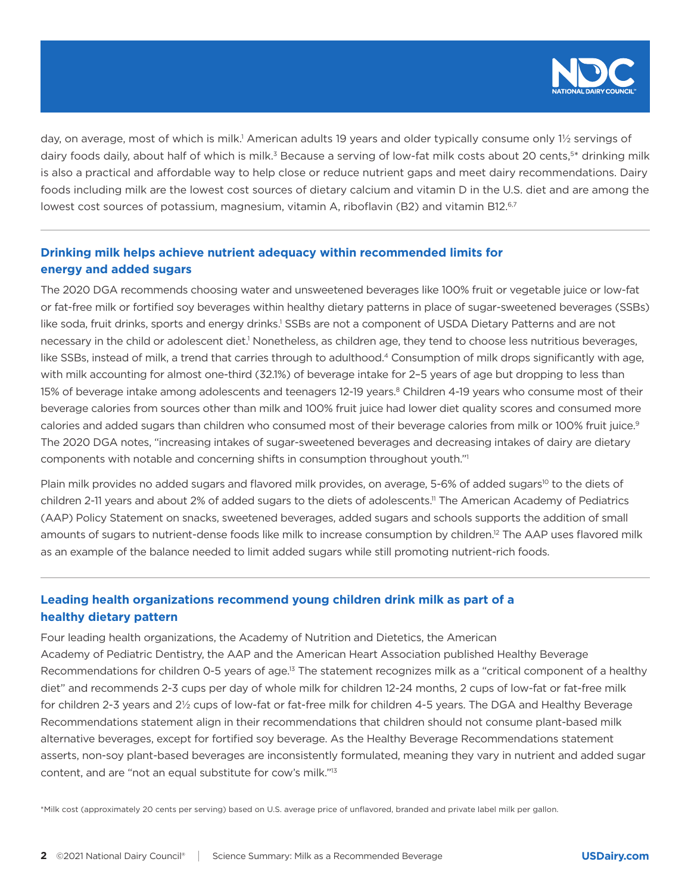day, on average, most of which is milk.[1] American adults 19 years and older typically consume only 1½ servings of dairy foods daily, about half of which is milk.[3] Because a serving of low-fat milk costs about 20 cents,[5]* drinking milk is also a practical and affordable way to help close or reduce nutrient gaps and meet dairy recommendations. Dairy foods including milk are the lowest cost sources of dietary calcium and vitamin D in the U.S. diet and are among the lowest cost sources of potassium, magnesium, vitamin A, riboflavin (B2) and vitamin B12.[6,7]

## Drinking milk helps achieve nutrient adequacy within recommended limits for energy and added sugars

The 2020 DGA recommends choosing water and unsweetened beverages like 100% fruit or vegetable juice or low-fat or fat-free milk or fortified soy beverages within healthy dietary patterns in place of sugar-sweetened beverages (SSBs) like soda, fruit drinks, sports and energy drinks.[1] SSBs are not a component of USDA Dietary Patterns and are not necessary in the child or adolescent diet.[1] Nonetheless, as children age, they tend to choose less nutritious beverages, like SSBs, instead of milk, a trend that carries through to adulthood.[4] Consumption of milk drops significantly with age, with milk accounting for almost one-third (32.1%) of beverage intake for 2–5 years of age but dropping to less than 15% of beverage intake among adolescents and teenagers 12-19 years.[8] Children 4-19 years who consume most of their beverage calories from sources other than milk and 100% fruit juice had lower diet quality scores and consumed more calories and added sugars than children who consumed most of their beverage calories from milk or 100% fruit juice.[9] The 2020 DGA notes, "increasing intakes of sugar-sweetened beverages and decreasing intakes of dairy are dietary components with notable and concerning shifts in consumption throughout youth."[1]

Plain milk provides no added sugars and flavored milk provides, on average, 5-6% of added sugars[10] to the diets of children 2-11 years and about 2% of added sugars to the diets of adolescents.[11] The American Academy of Pediatrics (AAP) Policy Statement on snacks, sweetened beverages, added sugars and schools supports the addition of small amounts of sugars to nutrient-dense foods like milk to increase consumption by children.[12] The AAP uses flavored milk as an example of the balance needed to limit added sugars while still promoting nutrient-rich foods.

## Leading health organizations recommend young children drink milk as part of a healthy dietary pattern

Four leading health organizations, the Academy of Nutrition and Dietetics, the American Academy of Pediatric Dentistry, the AAP and the American Heart Association published Healthy Beverage Recommendations for children 0-5 years of age.[13] The statement recognizes milk as a "critical component of a healthy diet" and recommends 2-3 cups per day of whole milk for children 12-24 months, 2 cups of low-fat or fat-free milk for children 2-3 years and 2½ cups of low-fat or fat-free milk for children 4-5 years. The DGA and Healthy Beverage Recommendations statement align in their recommendations that children should not consume plant-based milk alternative beverages, except for fortified soy beverage. As the Healthy Beverage Recommendations statement asserts, non-soy plant-based beverages are inconsistently formulated, meaning they vary in nutrient and added sugar content, and are "not an equal substitute for cow's milk."[13]

*Milk cost (approximately 20 cents per serving) based on U.S. average price of unflavored, branded and private label milk per gallon.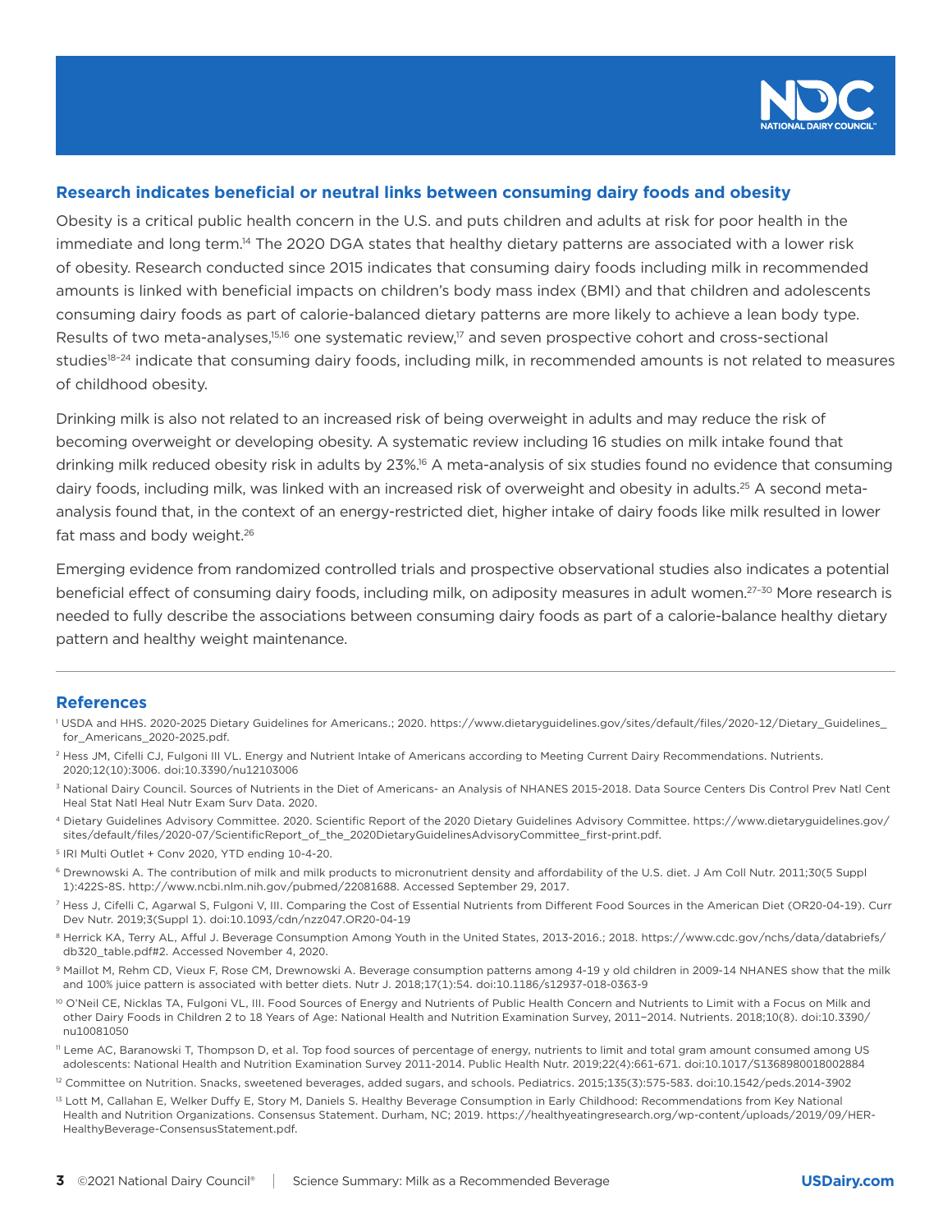## Research indicates beneficial or neutral links between consuming dairy foods and obesity

Obesity is a critical public health concern in the U.S. and puts children and adults at risk for poor health in the immediate and long term.[14] The 2020 DGA states that healthy dietary patterns are associated with a lower risk of obesity. Research conducted since 2015 indicates that consuming dairy foods including milk in recommended amounts is linked with beneficial impacts on children's body mass index (BMI) and that children and adolescents consuming dairy foods as part of calorie-balanced dietary patterns are more likely to achieve a lean body type. Results of two meta-analyses,[15,16] one systematic review,[17] and seven prospective cohort and cross-sectional studies[18–24] indicate that consuming dairy foods, including milk, in recommended amounts is not related to measures of childhood obesity.

Drinking milk is also not related to an increased risk of being overweight in adults and may reduce the risk of becoming overweight or developing obesity. A systematic review including 16 studies on milk intake found that drinking milk reduced obesity risk in adults by 23%.[16] A meta-analysis of six studies found no evidence that consuming dairy foods, including milk, was linked with an increased risk of overweight and obesity in adults.[25] A second meta-analysis found that, in the context of an energy-restricted diet, higher intake of dairy foods like milk resulted in lower fat mass and body weight.[26]

Emerging evidence from randomized controlled trials and prospective observational studies also indicates a potential beneficial effect of consuming dairy foods, including milk, on adiposity measures in adult women.[27–30] More research is needed to fully describe the associations between consuming dairy foods as part of a calorie-balance healthy dietary pattern and healthy weight maintenance.

## References

1. USDA and HHS. 2020-2025 Dietary Guidelines for Americans.; 2020. https://www.dietaryguidelines.gov/sites/default/files/2020-12/Dietary_Guidelines_for_Americans_2020-2025.pdf.
2. Hess JM, Cifelli CJ, Fulgoni III VL. Energy and Nutrient Intake of Americans according to Meeting Current Dairy Recommendations. Nutrients. 2020;12(10):3006. doi:10.3390/nu12103006
3. National Dairy Council. Sources of Nutrients in the Diet of Americans- an Analysis of NHANES 2015-2018. Data Source Centers Dis Control Prev Natl Cent Heal Stat Natl Heal Nutr Exam Surv Data. 2020.
4. Dietary Guidelines Advisory Committee. 2020. Scientific Report of the 2020 Dietary Guidelines Advisory Committee. https://www.dietaryguidelines.gov/sites/default/files/2020-07/ScientificReport_of_the_2020DietaryGuidelinesAdvisoryCommittee_first-print.pdf.
5. IRI Multi Outlet + Conv 2020, YTD ending 10-4-20.
6. Drewnowski A. The contribution of milk and milk products to micronutrient density and affordability of the U.S. diet. J Am Coll Nutr. 2011;30(5 Suppl 1):422S-8S. http://www.ncbi.nlm.nih.gov/pubmed/22081688. Accessed September 29, 2017.
7. Hess J, Cifelli C, Agarwal S, Fulgoni V, III. Comparing the Cost of Essential Nutrients from Different Food Sources in the American Diet (OR20-04-19). Curr Dev Nutr. 2019;3(Suppl 1). doi:10.1093/cdn/nzz047.OR20-04-19
8. Herrick KA, Terry AL, Afful J. Beverage Consumption Among Youth in the United States, 2013-2016.; 2018. https://www.cdc.gov/nchs/data/databriefs/db320_table.pdf#2. Accessed November 4, 2020.
9. Maillot M, Rehm CD, Vieux F, Rose CM, Drewnowski A. Beverage consumption patterns among 4-19 y old children in 2009-14 NHANES show that the milk and 100% juice pattern is associated with better diets. Nutr J. 2018;17(1):54. doi:10.1186/s12937-018-0363-9
10. O'Neil CE, Nicklas TA, Fulgoni VL, III. Food Sources of Energy and Nutrients of Public Health Concern and Nutrients to Limit with a Focus on Milk and other Dairy Foods in Children 2 to 18 Years of Age: National Health and Nutrition Examination Survey, 2011−2014. Nutrients. 2018;10(8). doi:10.3390/nu10081050
11. Leme AC, Baranowski T, Thompson D, et al. Top food sources of percentage of energy, nutrients to limit and total gram amount consumed among US adolescents: National Health and Nutrition Examination Survey 2011-2014. Public Health Nutr. 2019;22(4):661-671. doi:10.1017/S1368980018002884
12. Committee on Nutrition. Snacks, sweetened beverages, added sugars, and schools. Pediatrics. 2015;135(3):575-583. doi:10.1542/peds.2014-3902
13. Lott M, Callahan E, Welker Duffy E, Story M, Daniels S. Healthy Beverage Consumption in Early Childhood: Recommendations from Key National Health and Nutrition Organizations. Consensus Statement. Durham, NC; 2019. https://healthyeatingresearch.org/wp-content/uploads/2019/09/HER-HealthyBeverage-ConsensusStatement.pdf.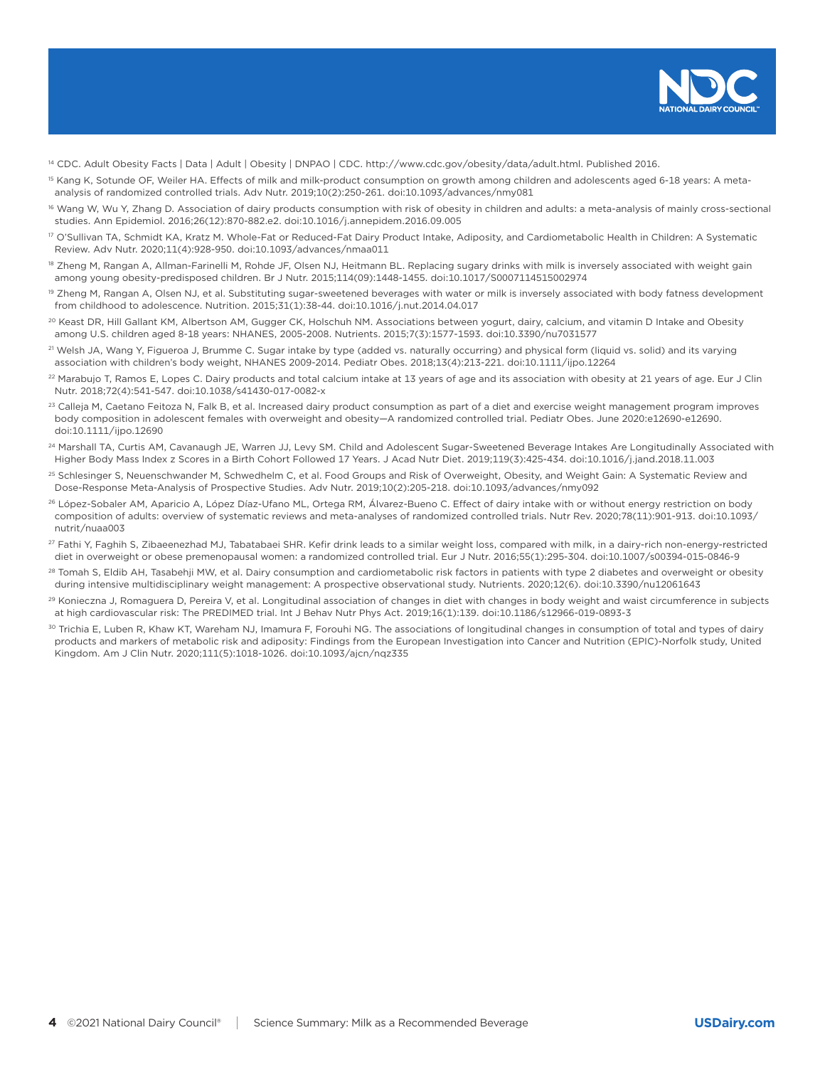[14] CDC. Adult Obesity Facts | Data | Adult | Obesity | DNPAO | CDC. http://www.cdc.gov/obesity/data/adult.html. Published 2016.

[15] Kang K, Sotunde OF, Weiler HA. Effects of milk and milk-product consumption on growth among children and adolescents aged 6-18 years: A meta-analysis of randomized controlled trials. Adv Nutr. 2019;10(2):250-261. doi:10.1093/advances/nmy081

[16] Wang W, Wu Y, Zhang D. Association of dairy products consumption with risk of obesity in children and adults: a meta-analysis of mainly cross-sectional studies. Ann Epidemiol. 2016;26(12):870-882.e2. doi:10.1016/j.annepidem.2016.09.005

[17] O'Sullivan TA, Schmidt KA, Kratz M. Whole-Fat or Reduced-Fat Dairy Product Intake, Adiposity, and Cardiometabolic Health in Children: A Systematic Review. Adv Nutr. 2020;11(4):928-950. doi:10.1093/advances/nmaa011

[18] Zheng M, Rangan A, Allman-Farinelli M, Rohde JF, Olsen NJ, Heitmann BL. Replacing sugary drinks with milk is inversely associated with weight gain among young obesity-predisposed children. Br J Nutr. 2015;114(09):1448-1455. doi:10.1017/S0007114515002974

[19] Zheng M, Rangan A, Olsen NJ, et al. Substituting sugar-sweetened beverages with water or milk is inversely associated with body fatness development from childhood to adolescence. Nutrition. 2015;31(1):38-44. doi:10.1016/j.nut.2014.04.017

[20] Keast DR, Hill Gallant KM, Albertson AM, Gugger CK, Holschuh NM. Associations between yogurt, dairy, calcium, and vitamin D Intake and Obesity among U.S. children aged 8-18 years: NHANES, 2005-2008. Nutrients. 2015;7(3):1577-1593. doi:10.3390/nu7031577

[21] Welsh JA, Wang Y, Figueroa J, Brumme C. Sugar intake by type (added vs. naturally occurring) and physical form (liquid vs. solid) and its varying association with children's body weight, NHANES 2009-2014. Pediatr Obes. 2018;13(4):213-221. doi:10.1111/ijpo.12264

[22] Marabujo T, Ramos E, Lopes C. Dairy products and total calcium intake at 13 years of age and its association with obesity at 21 years of age. Eur J Clin Nutr. 2018;72(4):541-547. doi:10.1038/s41430-017-0082-x

[23] Calleja M, Caetano Feitoza N, Falk B, et al. Increased dairy product consumption as part of a diet and exercise weight management program improves body composition in adolescent females with overweight and obesity—A randomized controlled trial. Pediatr Obes. June 2020:e12690-e12690. doi:10.1111/ijpo.12690

[24] Marshall TA, Curtis AM, Cavanaugh JE, Warren JJ, Levy SM. Child and Adolescent Sugar-Sweetened Beverage Intakes Are Longitudinally Associated with Higher Body Mass Index z Scores in a Birth Cohort Followed 17 Years. J Acad Nutr Diet. 2019;119(3):425-434. doi:10.1016/j.jand.2018.11.003

[25] Schlesinger S, Neuenschwander M, Schwedhelm C, et al. Food Groups and Risk of Overweight, Obesity, and Weight Gain: A Systematic Review and Dose-Response Meta-Analysis of Prospective Studies. Adv Nutr. 2019;10(2):205-218. doi:10.1093/advances/nmy092

[26] López-Sobaler AM, Aparicio A, López Díaz-Ufano ML, Ortega RM, Álvarez-Bueno C. Effect of dairy intake with or without energy restriction on body composition of adults: overview of systematic reviews and meta-analyses of randomized controlled trials. Nutr Rev. 2020;78(11):901-913. doi:10.1093/nutrit/nuaa003

[27] Fathi Y, Faghih S, Zibaeenezhad MJ, Tabatabaei SHR. Kefir drink leads to a similar weight loss, compared with milk, in a dairy-rich non-energy-restricted diet in overweight or obese premenopausal women: a randomized controlled trial. Eur J Nutr. 2016;55(1):295-304. doi:10.1007/s00394-015-0846-9

[28] Tomah S, Eldib AH, Tasabehji MW, et al. Dairy consumption and cardiometabolic risk factors in patients with type 2 diabetes and overweight or obesity during intensive multidisciplinary weight management: A prospective observational study. Nutrients. 2020;12(6). doi:10.3390/nu12061643

[29] Konieczna J, Romaguera D, Pereira V, et al. Longitudinal association of changes in diet with changes in body weight and waist circumference in subjects at high cardiovascular risk: The PREDIMED trial. Int J Behav Nutr Phys Act. 2019;16(1):139. doi:10.1186/s12966-019-0893-3

[30] Trichia E, Luben R, Khaw KT, Wareham NJ, Imamura F, Forouhi NG. The associations of longitudinal changes in consumption of total and types of dairy products and markers of metabolic risk and adiposity: Findings from the European Investigation into Cancer and Nutrition (EPIC)-Norfolk study, United Kingdom. Am J Clin Nutr. 2020;111(5):1018-1026. doi:10.1093/ajcn/nqz335